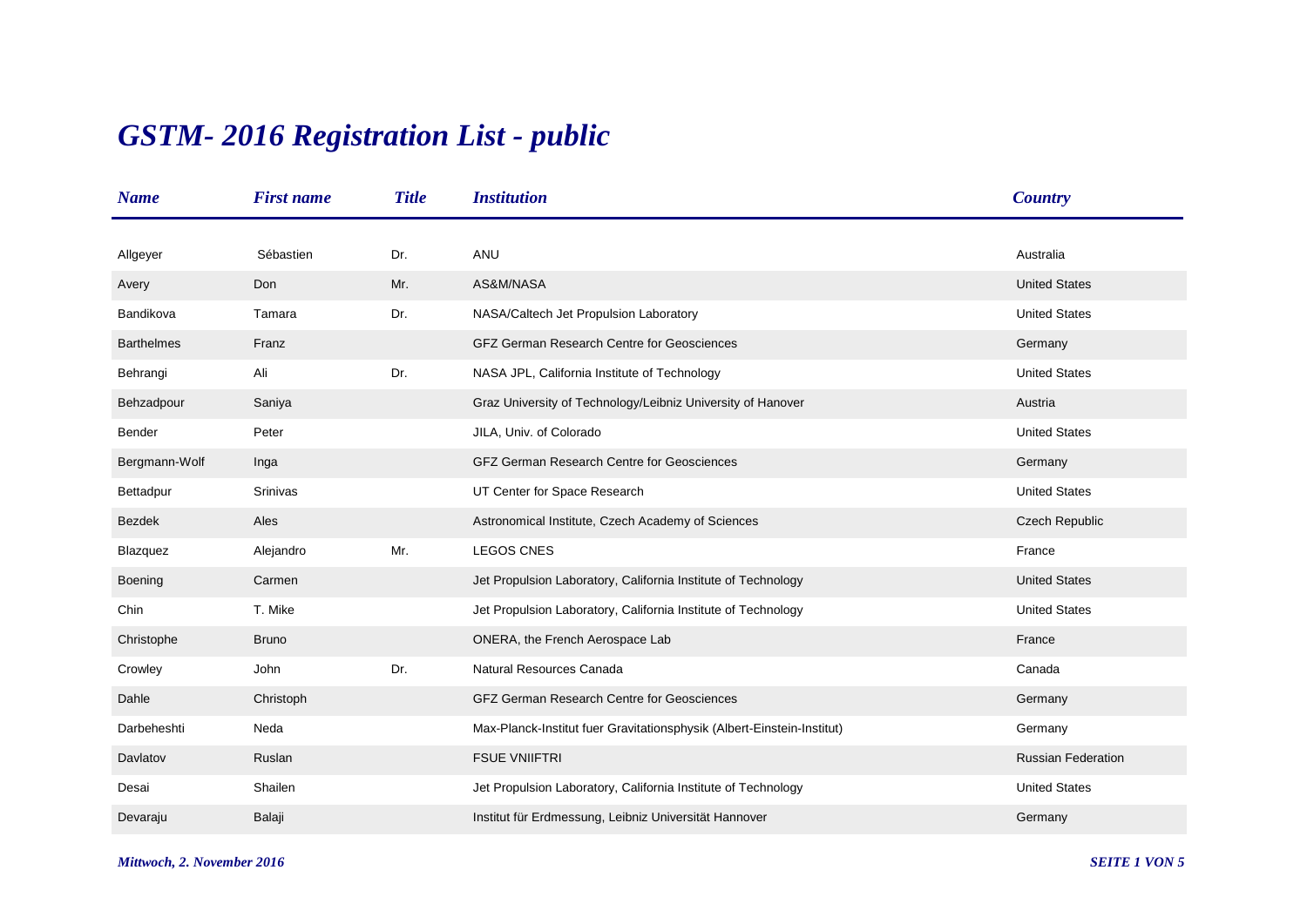# GSTM- 2016 Registration List - public

| Name | First name | Title | Institution | Country |
|---|---|---|---|---|
| Allgeyer | Sébastien | Dr. | ANU | Australia |
| Avery | Don | Mr. | AS&M/NASA | United States |
| Bandikova | Tamara | Dr. | NASA/Caltech Jet Propulsion Laboratory | United States |
| Barthelmes | Franz | | GFZ German Research Centre for Geosciences | Germany |
| Behrangi | Ali | Dr. | NASA JPL, California Institute of Technology | United States |
| Behzadpour | Saniya | | Graz University of Technology/Leibniz University of Hanover | Austria |
| Bender | Peter | | JILA, Univ. of Colorado | United States |
| Bergmann-Wolf | Inga | | GFZ German Research Centre for Geosciences | Germany |
| Bettadpur | Srinivas | | UT Center for Space Research | United States |
| Bezdek | Ales | | Astronomical Institute, Czech Academy of Sciences | Czech Republic |
| Blazquez | Alejandro | Mr. | LEGOS CNES | France |
| Boening | Carmen | | Jet Propulsion Laboratory, California Institute of Technology | United States |
| Chin | T. Mike | | Jet Propulsion Laboratory, California Institute of Technology | United States |
| Christophe | Bruno | | ONERA, the French Aerospace Lab | France |
| Crowley | John | Dr. | Natural Resources Canada | Canada |
| Dahle | Christoph | | GFZ German Research Centre for Geosciences | Germany |
| Darbeheshti | Neda | | Max-Planck-Institut fuer Gravitationsphysik (Albert-Einstein-Institut) | Germany |
| Davlatov | Ruslan | | FSUE VNIIFTRI | Russian Federation |
| Desai | Shailen | | Jet Propulsion Laboratory, California Institute of Technology | United States |
| Devaraju | Balaji | | Institut für Erdmessung, Leibniz Universität Hannover | Germany |

*Mittwoch, 2. November 2016*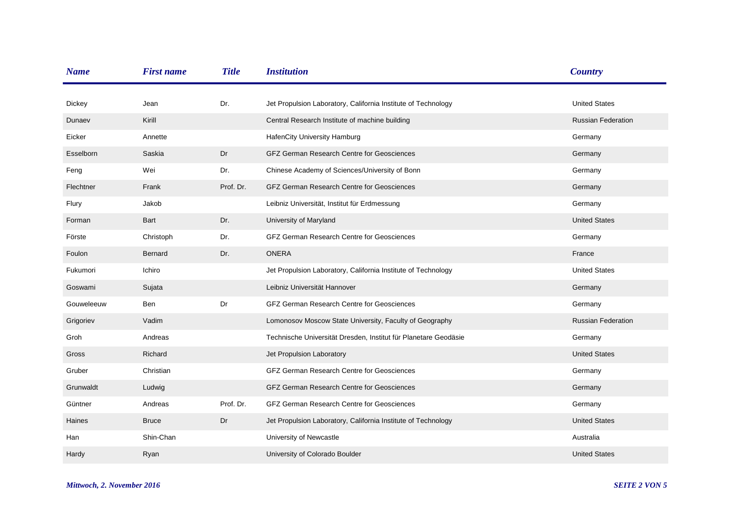| Name | First name | Title | Institution | Country |
|---|---|---|---|---|
| Dickey | Jean | Dr. | Jet Propulsion Laboratory, California Institute of Technology | United States |
| Dunaev | Kirill | | Central Research Institute of machine building | Russian Federation |
| Eicker | Annette | | HafenCity University Hamburg | Germany |
| Esselborn | Saskia | Dr | GFZ German Research Centre for Geosciences | Germany |
| Feng | Wei | Dr. | Chinese Academy of Sciences/University of Bonn | Germany |
| Flechtner | Frank | Prof. Dr. | GFZ German Research Centre for Geosciences | Germany |
| Flury | Jakob | | Leibniz Universität, Institut für Erdmessung | Germany |
| Forman | Bart | Dr. | University of Maryland | United States |
| Förste | Christoph | Dr. | GFZ German Research Centre for Geosciences | Germany |
| Foulon | Bernard | Dr. | ONERA | France |
| Fukumori | Ichiro | | Jet Propulsion Laboratory, California Institute of Technology | United States |
| Goswami | Sujata | | Leibniz Universität Hannover | Germany |
| Gouweleeuw | Ben | Dr | GFZ German Research Centre for Geosciences | Germany |
| Grigoriev | Vadim | | Lomonosov Moscow State University, Faculty of Geography | Russian Federation |
| Groh | Andreas | | Technische Universität Dresden, Institut für Planetare Geodäsie | Germany |
| Gross | Richard | | Jet Propulsion Laboratory | United States |
| Gruber | Christian | | GFZ German Research Centre for Geosciences | Germany |
| Grunwaldt | Ludwig | | GFZ German Research Centre for Geosciences | Germany |
| Güntner | Andreas | Prof. Dr. | GFZ German Research Centre for Geosciences | Germany |
| Haines | Bruce | Dr | Jet Propulsion Laboratory, California Institute of Technology | United States |
| Han | Shin-Chan | | University of Newcastle | Australia |
| Hardy | Ryan | | University of Colorado Boulder | United States |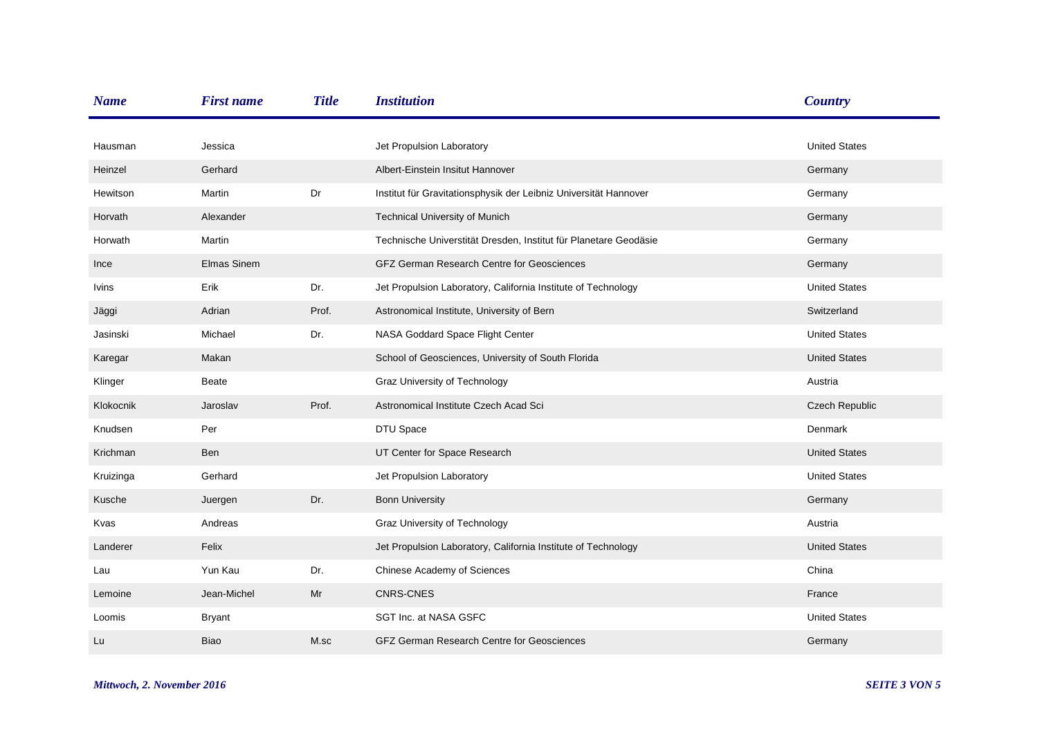| Name | First name | Title | Institution | Country |
|---|---|---|---|---|
| Hausman | Jessica | | Jet Propulsion Laboratory | United States |
| Heinzel | Gerhard | | Albert-Einstein Insitut Hannover | Germany |
| Hewitson | Martin | Dr | Institut für Gravitationsphysik der Leibniz Universität Hannover | Germany |
| Horvath | Alexander | | Technical University of Munich | Germany |
| Horwath | Martin | | Technische Universtität Dresden, Institut für Planetare Geodäsie | Germany |
| Ince | Elmas Sinem | | GFZ German Research Centre for Geosciences | Germany |
| Ivins | Erik | Dr. | Jet Propulsion Laboratory, California Institute of Technology | United States |
| Jäggi | Adrian | Prof. | Astronomical Institute, University of Bern | Switzerland |
| Jasinski | Michael | Dr. | NASA Goddard Space Flight Center | United States |
| Karegar | Makan | | School of Geosciences, University of South Florida | United States |
| Klinger | Beate | | Graz University of Technology | Austria |
| Klokocnik | Jaroslav | Prof. | Astronomical Institute Czech Acad Sci | Czech Republic |
| Knudsen | Per | | DTU Space | Denmark |
| Krichman | Ben | | UT Center for Space Research | United States |
| Kruizinga | Gerhard | | Jet Propulsion Laboratory | United States |
| Kusche | Juergen | Dr. | Bonn University | Germany |
| Kvas | Andreas | | Graz University of Technology | Austria |
| Landerer | Felix | | Jet Propulsion Laboratory, California Institute of Technology | United States |
| Lau | Yun Kau | Dr. | Chinese Academy of Sciences | China |
| Lemoine | Jean-Michel | Mr | CNRS-CNES | France |
| Loomis | Bryant | | SGT Inc. at NASA GSFC | United States |
| Lu | Biao | M.sc | GFZ German Research Centre for Geosciences | Germany |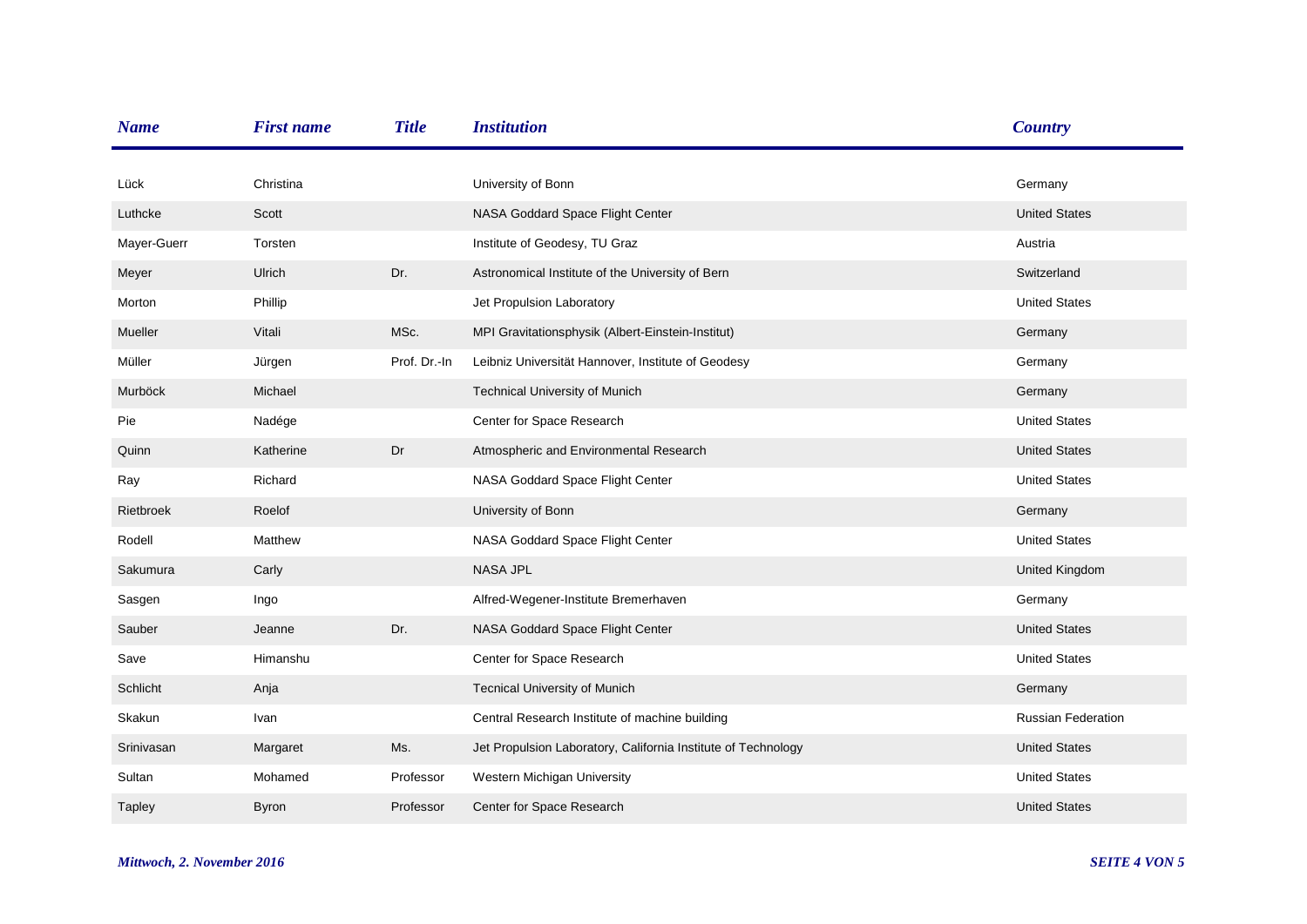| *Name* | *First name* | *Title* | *Institution* | *Country* |
|---|---|---|---|---|
| Lück | Christina | | University of Bonn | Germany |
| Luthcke | Scott | | NASA Goddard Space Flight Center | United States |
| Mayer-Guerr | Torsten | | Institute of Geodesy, TU Graz | Austria |
| Meyer | Ulrich | Dr. | Astronomical Institute of the University of Bern | Switzerland |
| Morton | Phillip | | Jet Propulsion Laboratory | United States |
| Mueller | Vitali | MSc. | MPI Gravitationsphysik (Albert-Einstein-Institut) | Germany |
| Müller | Jürgen | Prof. Dr.-In | Leibniz Universität Hannover, Institute of Geodesy | Germany |
| Murböck | Michael | | Technical University of Munich | Germany |
| Pie | Nadége | | Center for Space Research | United States |
| Quinn | Katherine | Dr | Atmospheric and Environmental Research | United States |
| Ray | Richard | | NASA Goddard Space Flight Center | United States |
| Rietbroek | Roelof | | University of Bonn | Germany |
| Rodell | Matthew | | NASA Goddard Space Flight Center | United States |
| Sakumura | Carly | | NASA JPL | United Kingdom |
| Sasgen | Ingo | | Alfred-Wegener-Institute Bremerhaven | Germany |
| Sauber | Jeanne | Dr. | NASA Goddard Space Flight Center | United States |
| Save | Himanshu | | Center for Space Research | United States |
| Schlicht | Anja | | Tecnical University of Munich | Germany |
| Skakun | Ivan | | Central Research Institute of machine building | Russian Federation |
| Srinivasan | Margaret | Ms. | Jet Propulsion Laboratory, California Institute of Technology | United States |
| Sultan | Mohamed | Professor | Western Michigan University | United States |
| Tapley | Byron | Professor | Center for Space Research | United States |

*Mittwoch, 2. November 2016*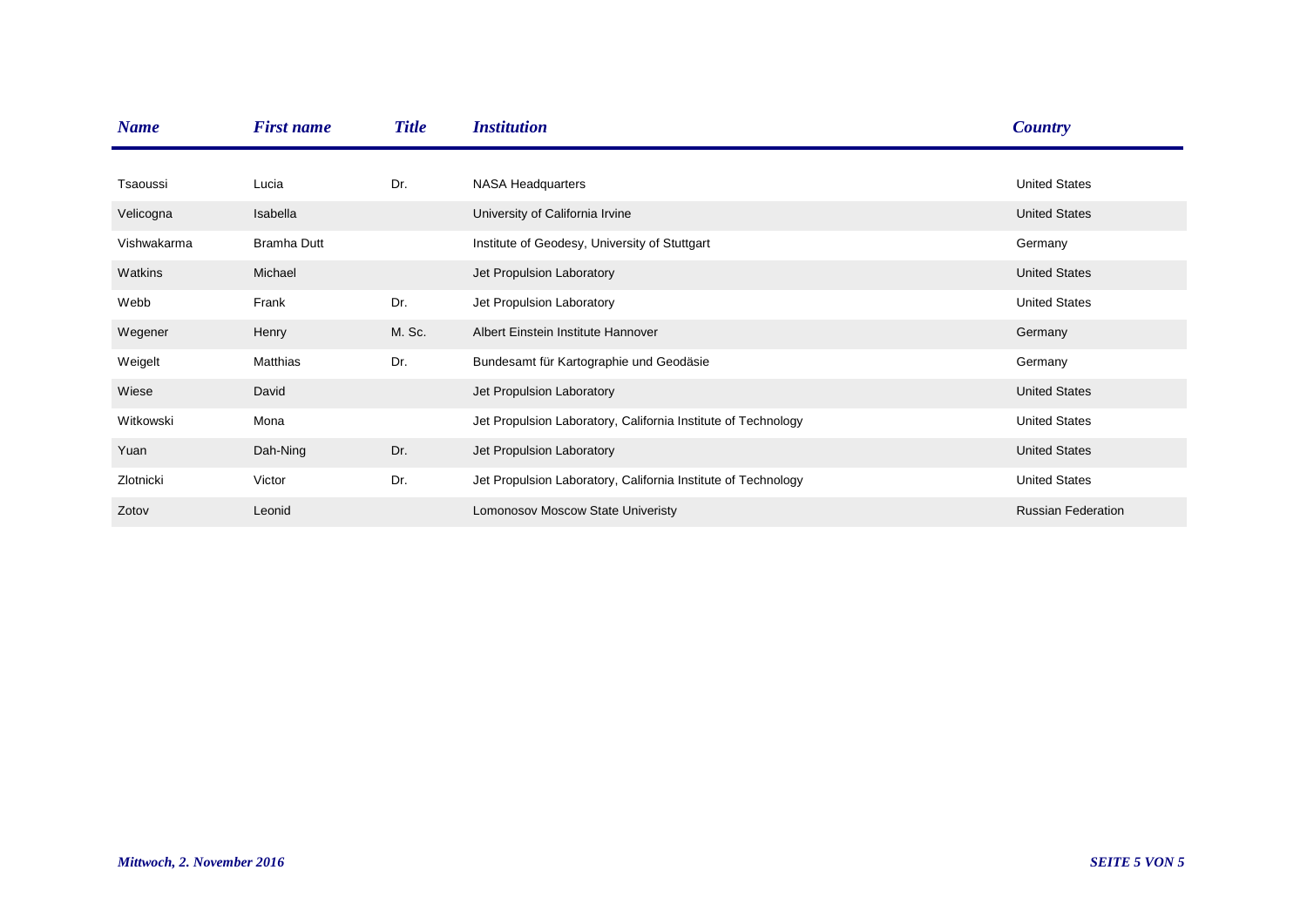| Name | First name | Title | Institution | Country |
| --- | --- | --- | --- | --- |
| Tsaoussi | Lucia | Dr. | NASA Headquarters | United States |
| Velicogna | Isabella | | University of California Irvine | United States |
| Vishwakarma | Bramha Dutt | | Institute of Geodesy, University of Stuttgart | Germany |
| Watkins | Michael | | Jet Propulsion Laboratory | United States |
| Webb | Frank | Dr. | Jet Propulsion Laboratory | United States |
| Wegener | Henry | M. Sc. | Albert Einstein Institute Hannover | Germany |
| Weigelt | Matthias | Dr. | Bundesamt für Kartographie und Geodäsie | Germany |
| Wiese | David | | Jet Propulsion Laboratory | United States |
| Witkowski | Mona | | Jet Propulsion Laboratory, California Institute of Technology | United States |
| Yuan | Dah-Ning | Dr. | Jet Propulsion Laboratory | United States |
| Zlotnicki | Victor | Dr. | Jet Propulsion Laboratory, California Institute of Technology | United States |
| Zotov | Leonid | | Lomonosov Moscow State Univeristy | Russian Federation |

*Mittwoch, 2. November 2016*